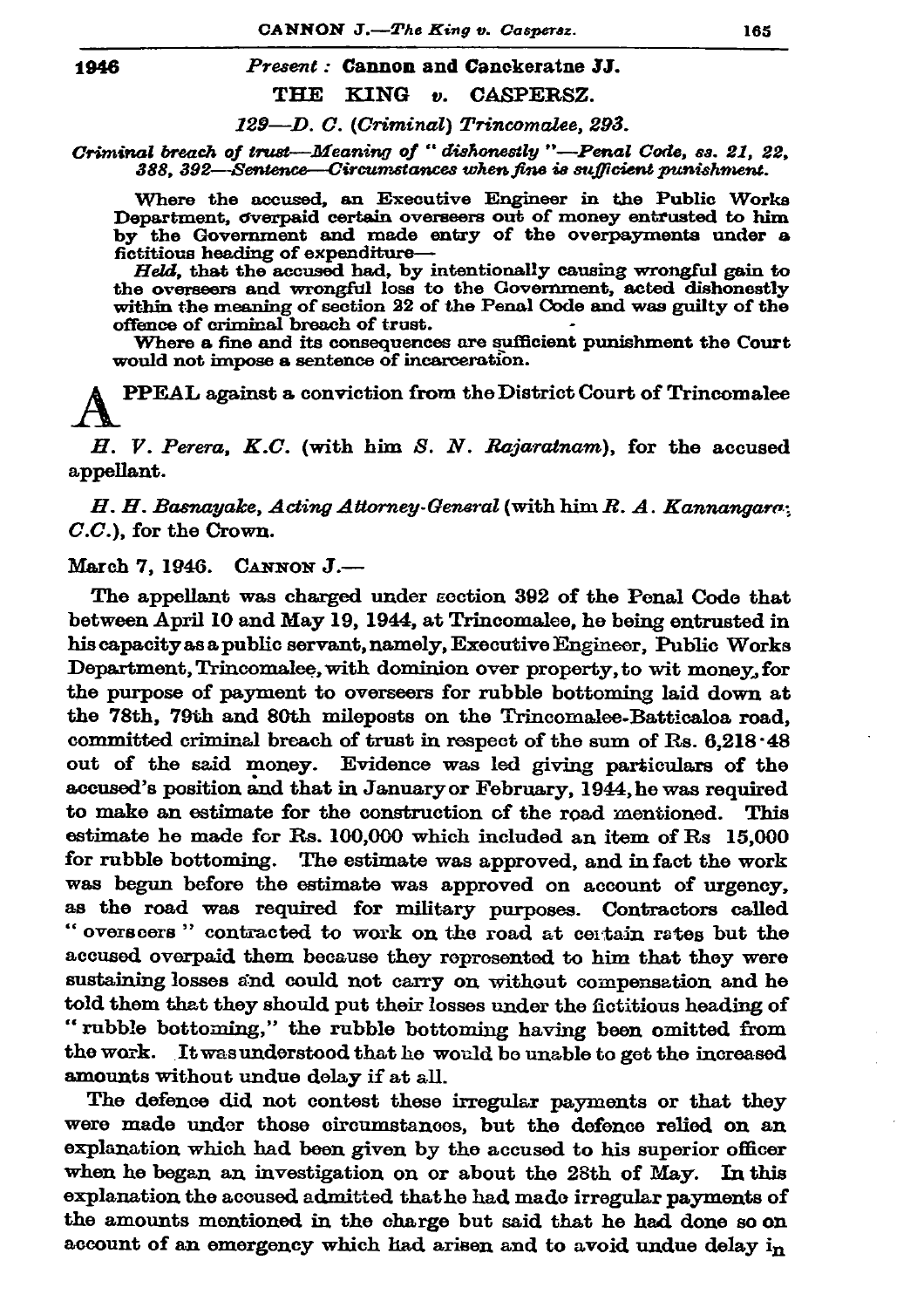1946

*Present :* **Cannon and Canekeratne JJ.**

THE KING *v.* CASPERSZ.

*129—D. C. (Criminal) Trincomalee, 293.*

*Criminal breach of trust—Meaning of "dishonestly"—Penal Code, ss. 21, 22, 388, 392—Sentence—Circumstances when fine is sufficient punishment.*

Where the accused, an Executive Engineer in the Public Works Department, overpaid certain overseers out of money entrusted to him by the Government and made entry of the overpayments under a fictitious heading of expenditure—

*Held*, that the accused had, by intentionally causing wrongful gain to the overseers and wrongful loss to the Government, acted dishonestly within the meaning of section 22 of the Penal Code and was guilty of the offence of criminal breach of trust.

Where a fine and its consequences are sufficient punishment the Court would not impose a sentence of incarceration.

APPEAL against a conviction from the District Court of Trincomalee

*H. V. Perera, K.C.* (with him *S. N. Rajaratnam*), for the accused appellant.

*H. H. Basnayake, Acting Attorney-General* (with him *R. A. Kannangara*, *C.C.*), for the Crown.

March 7, 1946. CANNON J.—

The appellant was charged under section 392 of the Penal Code that between April 10 and May 19, 1944, at Trincomalee, he being entrusted in his capacity as a public servant, namely, Executive Engineer, Public Works Department, Trincomalee, with dominion over property, to wit money, for the purpose of payment to overseers for rubble bottoming laid down at the 78th, 79th and 80th mileposts on the Trincomalee-Batticaloa road, committed criminal breach of trust in respect of the sum of Rs. 6,218·48 out of the said money. Evidence was led giving particulars of the accused's position and that in January or February, 1944, he was required to make an estimate for the construction of the road mentioned. This estimate he made for Rs. 100,000 which included an item of Rs 15,000 for rubble bottoming. The estimate was approved, and in fact the work was begun before the estimate was approved on account of urgency, as the road was required for military purposes. Contractors called "overseers" contracted to work on the road at certain rates but the accused overpaid them because they represented to him that they were sustaining losses and could not carry on without compensation and he told them that they should put their losses under the fictitious heading of "rubble bottoming," the rubble bottoming having been omitted from the work. It was understood that he would be unable to get the increased amounts without undue delay if at all.

The defence did not contest these irregular payments or that they were made under those circumstances, but the defence relied on an explanation which had been given by the accused to his superior officer when he began an investigation on or about the 28th of May. In this explanation the accused admitted that he had made irregular payments of the amounts mentioned in the charge but said that he had done so on account of an emergency which had arisen and to avoid undue delay in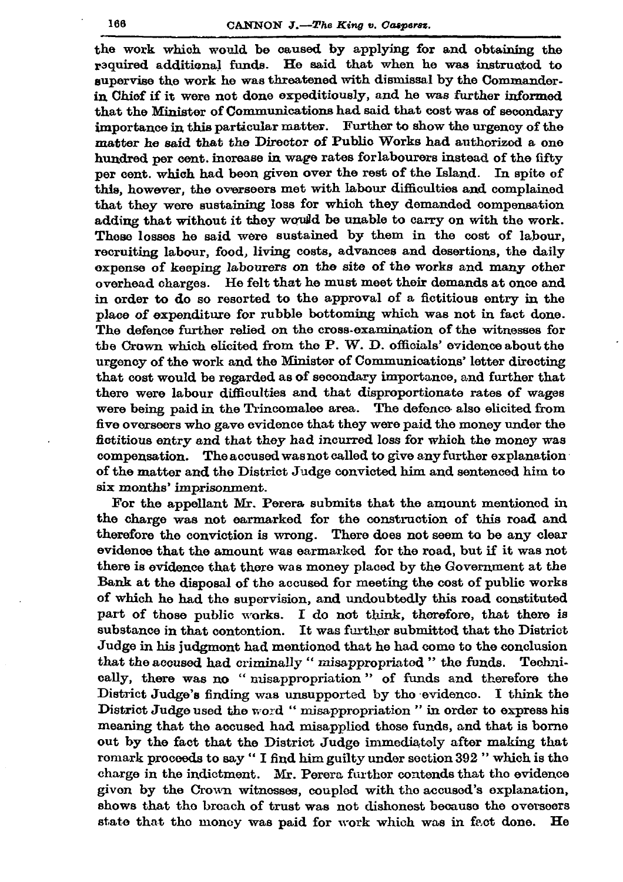the work which would be caused by applying for and obtaining the required additional funds. He said that when he was instructed to supervise the work he was threatened with dismissal by the Commander-in Chief if it were not done expeditiously, and he was further informed that the Minister of Communications had said that cost was of secondary importance in this particular matter. Further to show the urgency of the matter he said that the Director of Public Works had authorized a one hundred per cent. increase in wage rates for labourers instead of the fifty per cent. which had been given over the rest of the Island. In spite of this, however, the overseers met with labour difficulties and complained that they were sustaining loss for which they demanded compensation adding that without it they would be unable to carry on with the work. These losses he said were sustained by them in the cost of labour, recruiting labour, food, living costs, advances and desertions, the daily expense of keeping labourers on the site of the works and many other overhead charges. He felt that he must meet their demands at once and in order to do so resorted to the approval of a fictitious entry in the place of expenditure for rubble bottoming which was not in fact done. The defence further relied on the cross-examination of the witnesses for the Crown which elicited from the P. W. D. officials' evidence about the urgency of the work and the Minister of Communications' letter directing that cost would be regarded as of secondary importance, and further that there were labour difficulties and that disproportionate rates of wages were being paid in the Trincomalee area. The defence also elicited from five overseers who gave evidence that they were paid the money under the fictitious entry and that they had incurred loss for which the money was compensation. The accused was not called to give any further explanation of the matter and the District Judge convicted him and sentenced him to six months' imprisonment.

For the appellant Mr. Perera submits that the amount mentioned in the charge was not earmarked for the construction of this road and therefore the conviction is wrong. There does not seem to be any clear evidence that the amount was earmarked for the road, but if it was not there is evidence that there was money placed by the Government at the Bank at the disposal of the accused for meeting the cost of public works of which he had the supervision, and undoubtedly this road constituted part of those public works. I do not think, therefore, that there is substance in that contention. It was further submitted that the District Judge in his judgment had mentioned that he had come to the conclusion that the accused had criminally "misappropriated" the funds. Technically, there was no "misappropriation" of funds and therefore the District Judge's finding was unsupported by the evidence. I think the District Judge used the word "misappropriation" in order to express his meaning that the accused had misapplied those funds, and that is borne out by the fact that the District Judge immediately after making that remark proceeds to say "I find him guilty under section 392" which is the charge in the indictment. Mr. Perera further contends that the evidence given by the Crown witnesses, coupled with the accused's explanation, shows that the breach of trust was not dishonest because the overseers state that the money was paid for work which was in fact done. He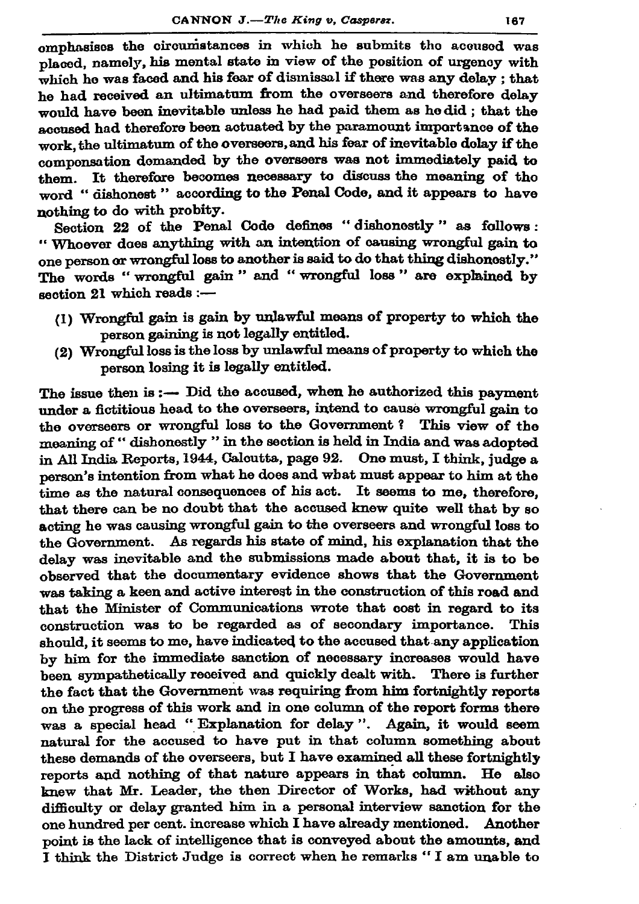omphasises the circumstances in which he submits the accused was placed, namely, his mental state in view of the position of urgency with which he was faced and his fear of dismissal if there was any delay; that he had received an ultimatum from the overseers and therefore delay would have been inevitable unless he had paid them as he did; that the accused had therefore been actuated by the paramount importance of the work, the ultimatum of the overseers, and his fear of inevitable delay if the compensation demanded by the overseers was not immediately paid to them. It therefore becomes necessary to discuss the meaning of the word "dishonest" according to the Penal Code, and it appears to have nothing to do with probity.

Section 22 of the Penal Code defines "dishonestly" as follows: "Whoever does anything with an intention of causing wrongful gain to one person or wrongful loss to another is said to do that thing dishonestly." The words "wrongful gain" and "wrongful loss" are explained by section 21 which reads :—

(1) Wrongful gain is gain by unlawful means of property to which the person gaining is not legally entitled.
(2) Wrongful loss is the loss by unlawful means of property to which the person losing it is legally entitled.

The issue then is :— Did the accused, when he authorized this payment under a fictitious head to the overseers, intend to cause wrongful gain to the overseers or wrongful loss to the Government? This view of the meaning of "dishonestly" in the section is held in India and was adopted in All India Reports, 1944, Calcutta, page 92. One must, I think, judge a person's intention from what he does and what must appear to him at the time as the natural consequences of his act. It seems to me, therefore, that there can be no doubt that the accused knew quite well that by so acting he was causing wrongful gain to the overseers and wrongful loss to the Government. As regards his state of mind, his explanation that the delay was inevitable and the submissions made about that, it is to be observed that the documentary evidence shows that the Government was taking a keen and active interest in the construction of this road and that the Minister of Communications wrote that cost in regard to its construction was to be regarded as of secondary importance. This should, it seems to me, have indicated to the accused that any application by him for the immediate sanction of necessary increases would have been sympathetically received and quickly dealt with. There is further the fact that the Government was requiring from him fortnightly reports on the progress of this work and in one column of the report forms there was a special head "Explanation for delay". Again, it would seem natural for the accused to have put in that column something about these demands of the overseers, but I have examined all these fortnightly reports and nothing of that nature appears in that column. He also knew that Mr. Leader, the then Director of Works, had without any difficulty or delay granted him in a personal interview sanction for the one hundred per cent. increase which I have already mentioned. Another point is the lack of intelligence that is conveyed about the amounts, and I think the District Judge is correct when he remarks "I am unable to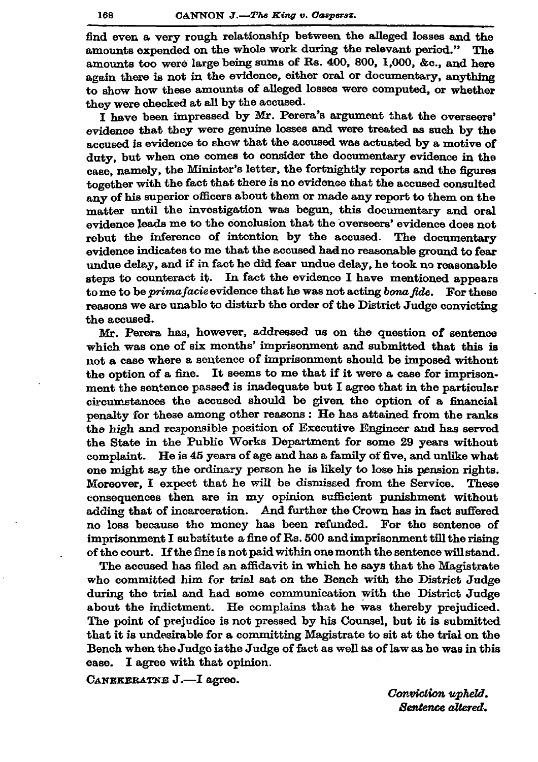find even a very rough relationship between the alleged losses and the amounts expended on the whole work during the relevant period." The amounts too were large being sums of Rs. 400, 800, 1,000, &c., and here again there is not in the evidence, either oral or documentary, anything to show how these amounts of alleged losses were computed, or whether they were checked at all by the accused.

I have been impressed by Mr. Perera's argument that the overseers' evidence that they were genuine losses and were treated as such by the accused is evidence to show that the accused was actuated by a motive of duty, but when one comes to consider the documentary evidence in the case, namely, the Minister's letter, the fortnightly reports and the figures together with the fact that there is no evidence that the accused consulted any of his superior officers about them or made any report to them on the matter until the investigation was begun, this documentary and oral evidence leads me to the conclusion that the overseers' evidence does not rebut the inference of intention by the accused. The documentary evidence indicates to me that the accused had no reasonable ground to fear undue delay, and if in fact he did fear undue delay, he took no reasonable steps to counteract it. In fact the evidence I have mentioned appears to me to be *prima facie* evidence that he was not acting *bona fide*. For these reasons we are unable to disturb the order of the District Judge convicting the accused.

Mr. Perera has, however, addressed us on the question of sentence which was one of six months' imprisonment and submitted that this is not a case where a sentence of imprisonment should be imposed without the option of a fine. It seems to me that if it were a case for imprisonment the sentence passed is inadequate but I agree that in the particular circumstances the accused should be given the option of a financial penalty for these among other reasons: He has attained from the ranks the high and responsible position of Executive Engineer and has served the State in the Public Works Department for some 29 years without complaint. He is 45 years of age and has a family of five, and unlike what one might say the ordinary person he is likely to lose his pension rights. Moreover, I expect that he will be dismissed from the Service. These consequences then are in my opinion sufficient punishment without adding that of incarceration. And further the Crown has in fact suffered no loss because the money has been refunded. For the sentence of imprisonment I substitute a fine of Rs. 500 and imprisonment till the rising of the court. If the fine is not paid within one month the sentence will stand.

The accused has filed an affidavit in which he says that the Magistrate who committed him for trial sat on the Bench with the District Judge during the trial and had some communication with the District Judge about the indictment. He complains that he was thereby prejudiced. The point of prejudice is not pressed by his Counsel, but it is submitted that it is undesirable for a committing Magistrate to sit at the trial on the Bench when the Judge is the Judge of fact as well as of law as he was in this case. I agree with that opinion.

CANEKERATNE J.—I agree.

*Conviction upheld.*
*Sentence altered.*